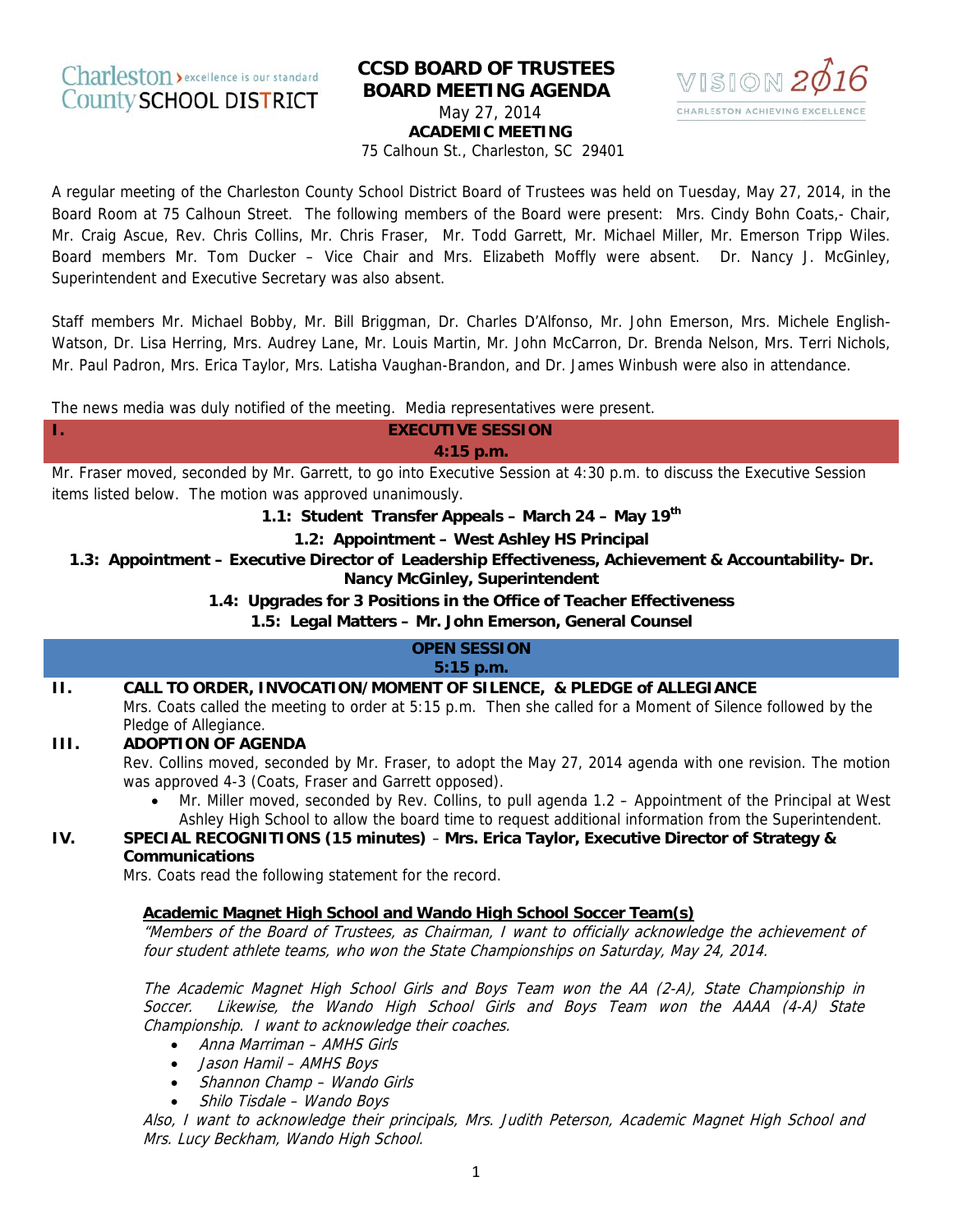Charleston County SCHOOL DISTRICT – excellence is our standard

# CCSD BOARD OF TRUSTEES
# BOARD MEETING AGENDA

May 27, 2014
**ACADEMIC MEETING**
75 Calhoun St., Charleston, SC 29401

VISION 2016 – CHARLESTON ACHIEVING EXCELLENCE

A regular meeting of the Charleston County School District Board of Trustees was held on Tuesday, May 27, 2014, in the Board Room at 75 Calhoun Street. The following members of the Board were present: Mrs. Cindy Bohn Coats,- Chair, Mr. Craig Ascue, Rev. Chris Collins, Mr. Chris Fraser, Mr. Todd Garrett, Mr. Michael Miller, Mr. Emerson Tripp Wiles. Board members Mr. Tom Ducker – Vice Chair and Mrs. Elizabeth Moffly were absent. Dr. Nancy J. McGinley, Superintendent and Executive Secretary was also absent.

Staff members Mr. Michael Bobby, Mr. Bill Briggman, Dr. Charles D'Alfonso, Mr. John Emerson, Mrs. Michele English-Watson, Dr. Lisa Herring, Mrs. Audrey Lane, Mr. Louis Martin, Mr. John McCarron, Dr. Brenda Nelson, Mrs. Terri Nichols, Mr. Paul Padron, Mrs. Erica Taylor, Mrs. Latisha Vaughan-Brandon, and Dr. James Winbush were also in attendance.

The news media was duly notified of the meeting. Media representatives were present.

## I. EXECUTIVE SESSION
**4:15 p.m.**

Mr. Fraser moved, seconded by Mr. Garrett, to go into Executive Session at 4:30 p.m. to discuss the Executive Session items listed below. The motion was approved unanimously.

**1.1: Student Transfer Appeals – March 24 – May 19th**

**1.2: Appointment – West Ashley HS Principal**

**1.3: Appointment – Executive Director of Leadership Effectiveness, Achievement & Accountability- Dr. Nancy McGinley, Superintendent**

**1.4: Upgrades for 3 Positions in the Office of Teacher Effectiveness**

**1.5: Legal Matters – Mr. John Emerson, General Counsel**

## OPEN SESSION
**5:15 p.m.**

## II. CALL TO ORDER, INVOCATION/MOMENT OF SILENCE, & PLEDGE of ALLEGIANCE

Mrs. Coats called the meeting to order at 5:15 p.m. Then she called for a Moment of Silence followed by the Pledge of Allegiance.

## III. ADOPTION OF AGENDA

Rev. Collins moved, seconded by Mr. Fraser, to adopt the May 27, 2014 agenda with one revision. The motion was approved 4-3 (Coats, Fraser and Garrett opposed).

- Mr. Miller moved, seconded by Rev. Collins, to pull agenda 1.2 – Appointment of the Principal at West Ashley High School to allow the board time to request additional information from the Superintendent.

## IV. SPECIAL RECOGNITIONS (15 minutes) – Mrs. Erica Taylor, Executive Director of Strategy & Communications

Mrs. Coats read the following statement for the record.

**Academic Magnet High School and Wando High School Soccer Team(s)**

*"Members of the Board of Trustees, as Chairman, I want to officially acknowledge the achievement of four student athlete teams, who won the State Championships on Saturday, May 24, 2014.*

*The Academic Magnet High School Girls and Boys Team won the AA (2-A), State Championship in Soccer. Likewise, the Wando High School Girls and Boys Team won the AAAA (4-A) State Championship. I want to acknowledge their coaches.*

- *Anna Marriman – AMHS Girls*
- *Jason Hamil – AMHS Boys*
- *Shannon Champ – Wando Girls*
- *Shilo Tisdale – Wando Boys*

*Also, I want to acknowledge their principals, Mrs. Judith Peterson, Academic Magnet High School and Mrs. Lucy Beckham, Wando High School.*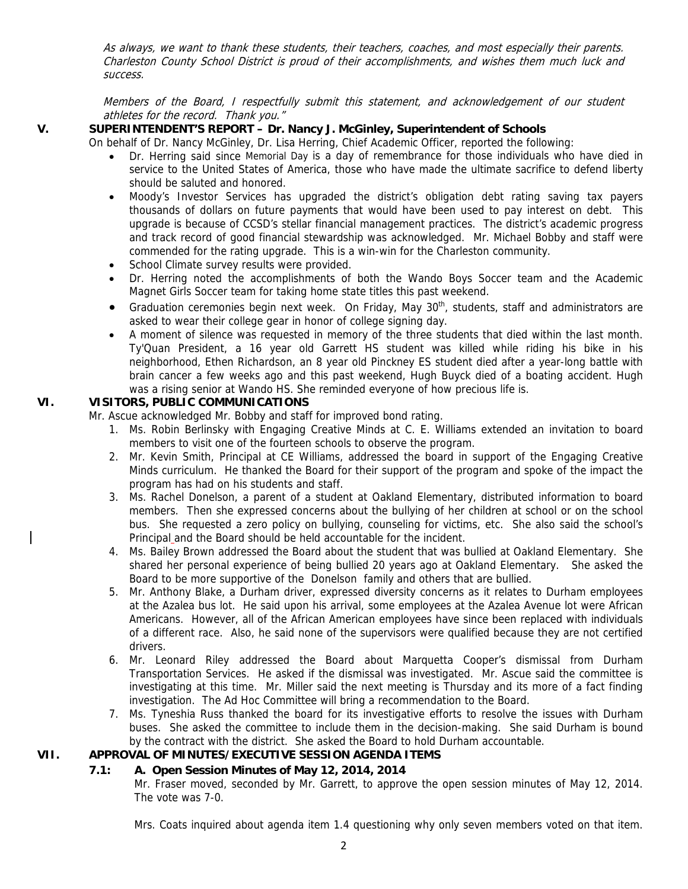*As always, we want to thank these students, their teachers, coaches, and most especially their parents. Charleston County School District is proud of their accomplishments, and wishes them much luck and success.*

*Members of the Board, I respectfully submit this statement, and acknowledgement of our student athletes for the record. Thank you."*

**V. SUPERINTENDENT'S REPORT – Dr. Nancy J. McGinley, Superintendent of Schools**

On behalf of Dr. Nancy McGinley, Dr. Lisa Herring, Chief Academic Officer, reported the following:

- Dr. Herring said since Memorial Day is a day of remembrance for those individuals who have died in service to the United States of America, those who have made the ultimate sacrifice to defend liberty should be saluted and honored.
- Moody's Investor Services has upgraded the district's obligation debt rating saving tax payers thousands of dollars on future payments that would have been used to pay interest on debt. This upgrade is because of CCSD's stellar financial management practices. The district's academic progress and track record of good financial stewardship was acknowledged. Mr. Michael Bobby and staff were commended for the rating upgrade. This is a win-win for the Charleston community.
- School Climate survey results were provided.
- Dr. Herring noted the accomplishments of both the Wando Boys Soccer team and the Academic Magnet Girls Soccer team for taking home state titles this past weekend.
- Graduation ceremonies begin next week. On Friday, May 30th, students, staff and administrators are asked to wear their college gear in honor of college signing day.
- A moment of silence was requested in memory of the three students that died within the last month. Ty'Quan President, a 16 year old Garrett HS student was killed while riding his bike in his neighborhood, Ethen Richardson, an 8 year old Pinckney ES student died after a year-long battle with brain cancer a few weeks ago and this past weekend, Hugh Buyck died of a boating accident. Hugh was a rising senior at Wando HS. She reminded everyone of how precious life is.

**VI. VISITORS, PUBLIC COMMUNICATIONS**

Mr. Ascue acknowledged Mr. Bobby and staff for improved bond rating.

1. Ms. Robin Berlinsky with Engaging Creative Minds at C. E. Williams extended an invitation to board members to visit one of the fourteen schools to observe the program.
2. Mr. Kevin Smith, Principal at CE Williams, addressed the board in support of the Engaging Creative Minds curriculum. He thanked the Board for their support of the program and spoke of the impact the program has had on his students and staff.
3. Ms. Rachel Donelson, a parent of a student at Oakland Elementary, distributed information to board members. Then she expressed concerns about the bullying of her children at school or on the school bus. She requested a zero policy on bullying, counseling for victims, etc. She also said the school's Principal and the Board should be held accountable for the incident.
4. Ms. Bailey Brown addressed the Board about the student that was bullied at Oakland Elementary. She shared her personal experience of being bullied 20 years ago at Oakland Elementary. She asked the Board to be more supportive of the Donelson family and others that are bullied.
5. Mr. Anthony Blake, a Durham driver, expressed diversity concerns as it relates to Durham employees at the Azalea bus lot. He said upon his arrival, some employees at the Azalea Avenue lot were African Americans. However, all of the African American employees have since been replaced with individuals of a different race. Also, he said none of the supervisors were qualified because they are not certified drivers.
6. Mr. Leonard Riley addressed the Board about Marquetta Cooper's dismissal from Durham Transportation Services. He asked if the dismissal was investigated. Mr. Ascue said the committee is investigating at this time. Mr. Miller said the next meeting is Thursday and its more of a fact finding investigation. The Ad Hoc Committee will bring a recommendation to the Board.
7. Ms. Tyneshia Russ thanked the board for its investigative efforts to resolve the issues with Durham buses. She asked the committee to include them in the decision-making. She said Durham is bound by the contract with the district. She asked the Board to hold Durham accountable.

**VII. APPROVAL OF MINUTES/EXECUTIVE SESSION AGENDA ITEMS**

**7.1: A. Open Session Minutes of May 12, 2014, 2014**

Mr. Fraser moved, seconded by Mr. Garrett, to approve the open session minutes of May 12, 2014. The vote was 7-0.

Mrs. Coats inquired about agenda item 1.4 questioning why only seven members voted on that item.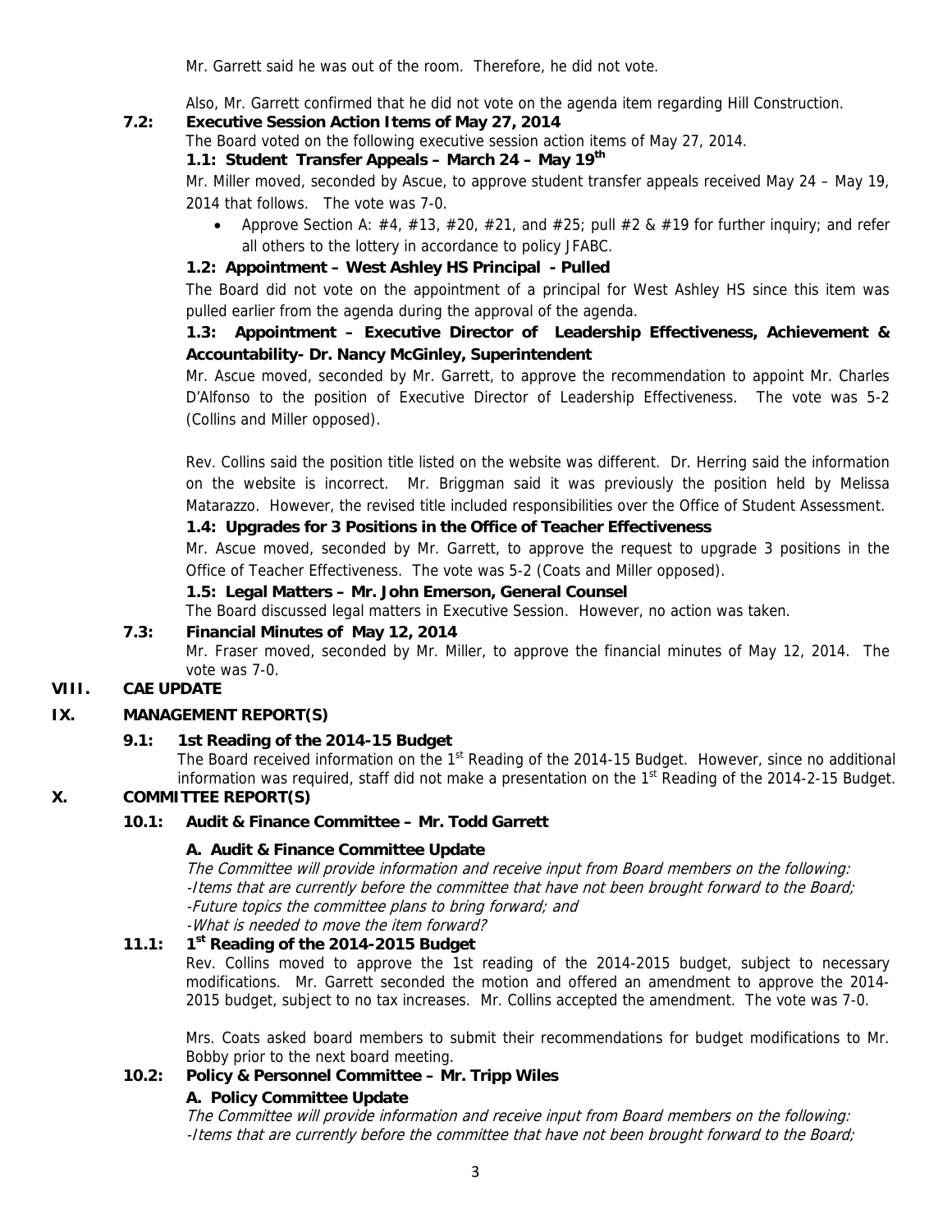Mr. Garrett said he was out of the room. Therefore, he did not vote.

Also, Mr. Garrett confirmed that he did not vote on the agenda item regarding Hill Construction.

**7.2: Executive Session Action Items of May 27, 2014**

The Board voted on the following executive session action items of May 27, 2014.

**1.1: Student Transfer Appeals – March 24 – May 19th**

Mr. Miller moved, seconded by Ascue, to approve student transfer appeals received May 24 – May 19, 2014 that follows. The vote was 7-0.

- Approve Section A: #4, #13, #20, #21, and #25; pull #2 & #19 for further inquiry; and refer all others to the lottery in accordance to policy JFABC.

**1.2: Appointment – West Ashley HS Principal - Pulled**

The Board did not vote on the appointment of a principal for West Ashley HS since this item was pulled earlier from the agenda during the approval of the agenda.

**1.3: Appointment – Executive Director of Leadership Effectiveness, Achievement & Accountability- Dr. Nancy McGinley, Superintendent**

Mr. Ascue moved, seconded by Mr. Garrett, to approve the recommendation to appoint Mr. Charles D'Alfonso to the position of Executive Director of Leadership Effectiveness. The vote was 5-2 (Collins and Miller opposed).

Rev. Collins said the position title listed on the website was different. Dr. Herring said the information on the website is incorrect. Mr. Briggman said it was previously the position held by Melissa Matarazzo. However, the revised title included responsibilities over the Office of Student Assessment.

**1.4: Upgrades for 3 Positions in the Office of Teacher Effectiveness**

Mr. Ascue moved, seconded by Mr. Garrett, to approve the request to upgrade 3 positions in the Office of Teacher Effectiveness. The vote was 5-2 (Coats and Miller opposed).

**1.5: Legal Matters – Mr. John Emerson, General Counsel**

The Board discussed legal matters in Executive Session. However, no action was taken.

**7.3: Financial Minutes of May 12, 2014**

Mr. Fraser moved, seconded by Mr. Miller, to approve the financial minutes of May 12, 2014. The vote was 7-0.

## VIII. CAE UPDATE

## IX. MANAGEMENT REPORT(S)

**9.1: 1st Reading of the 2014-15 Budget**

The Board received information on the 1st Reading of the 2014-15 Budget. However, since no additional information was required, staff did not make a presentation on the 1st Reading of the 2014-2-15 Budget.

## X. COMMITTEE REPORT(S)

**10.1: Audit & Finance Committee – Mr. Todd Garrett**

**A. Audit & Finance Committee Update**

*The Committee will provide information and receive input from Board members on the following:*
*-Items that are currently before the committee that have not been brought forward to the Board;*
*-Future topics the committee plans to bring forward; and*
*-What is needed to move the item forward?*

**11.1: 1st Reading of the 2014-2015 Budget**

Rev. Collins moved to approve the 1st reading of the 2014-2015 budget, subject to necessary modifications. Mr. Garrett seconded the motion and offered an amendment to approve the 2014-2015 budget, subject to no tax increases. Mr. Collins accepted the amendment. The vote was 7-0.

Mrs. Coats asked board members to submit their recommendations for budget modifications to Mr. Bobby prior to the next board meeting.

**10.2: Policy & Personnel Committee – Mr. Tripp Wiles**

**A. Policy Committee Update**

*The Committee will provide information and receive input from Board members on the following:*
*-Items that are currently before the committee that have not been brought forward to the Board;*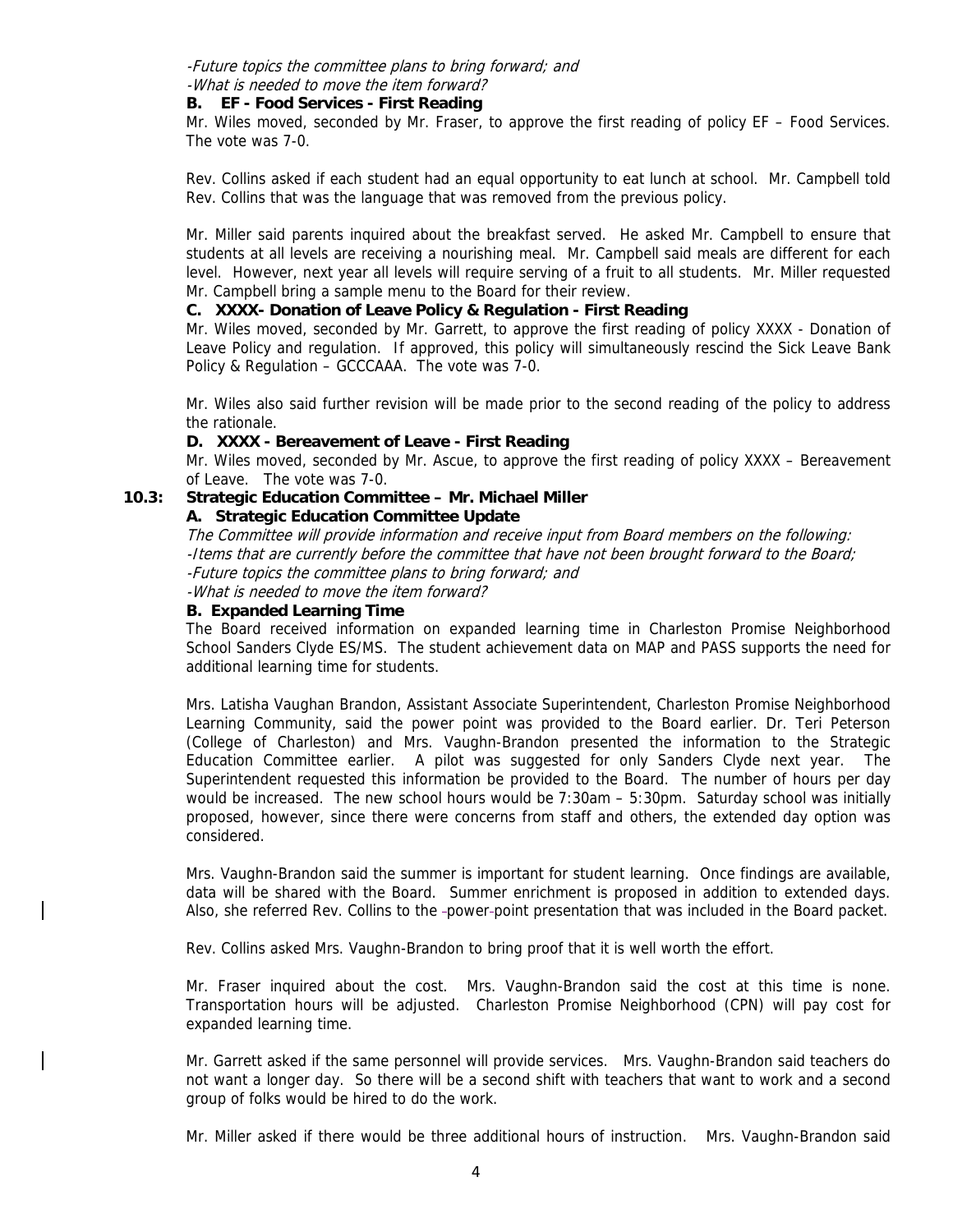*-Future topics the committee plans to bring forward; and*
*-What is needed to move the item forward?*

**B. EF - Food Services - First Reading**

Mr. Wiles moved, seconded by Mr. Fraser, to approve the first reading of policy EF – Food Services. The vote was 7-0.

Rev. Collins asked if each student had an equal opportunity to eat lunch at school. Mr. Campbell told Rev. Collins that was the language that was removed from the previous policy.

Mr. Miller said parents inquired about the breakfast served. He asked Mr. Campbell to ensure that students at all levels are receiving a nourishing meal. Mr. Campbell said meals are different for each level. However, next year all levels will require serving of a fruit to all students. Mr. Miller requested Mr. Campbell bring a sample menu to the Board for their review.

**C. XXXX- Donation of Leave Policy & Regulation - First Reading**

Mr. Wiles moved, seconded by Mr. Garrett, to approve the first reading of policy XXXX - Donation of Leave Policy and regulation. If approved, this policy will simultaneously rescind the Sick Leave Bank Policy & Regulation – GCCCAAA. The vote was 7-0.

Mr. Wiles also said further revision will be made prior to the second reading of the policy to address the rationale.

**D. XXXX - Bereavement of Leave - First Reading**

Mr. Wiles moved, seconded by Mr. Ascue, to approve the first reading of policy XXXX – Bereavement of Leave. The vote was 7-0.

**10.3: Strategic Education Committee – Mr. Michael Miller**

**A. Strategic Education Committee Update**

*The Committee will provide information and receive input from Board members on the following:*
*-Items that are currently before the committee that have not been brought forward to the Board;*
*-Future topics the committee plans to bring forward; and*
*-What is needed to move the item forward?*

**B. Expanded Learning Time**

The Board received information on expanded learning time in Charleston Promise Neighborhood School Sanders Clyde ES/MS. The student achievement data on MAP and PASS supports the need for additional learning time for students.

Mrs. Latisha Vaughan Brandon, Assistant Associate Superintendent, Charleston Promise Neighborhood Learning Community, said the power point was provided to the Board earlier. Dr. Teri Peterson (College of Charleston) and Mrs. Vaughn-Brandon presented the information to the Strategic Education Committee earlier. A pilot was suggested for only Sanders Clyde next year. The Superintendent requested this information be provided to the Board. The number of hours per day would be increased. The new school hours would be 7:30am – 5:30pm. Saturday school was initially proposed, however, since there were concerns from staff and others, the extended day option was considered.

Mrs. Vaughn-Brandon said the summer is important for student learning. Once findings are available, data will be shared with the Board. Summer enrichment is proposed in addition to extended days. Also, she referred Rev. Collins to the power point presentation that was included in the Board packet.

Rev. Collins asked Mrs. Vaughn-Brandon to bring proof that it is well worth the effort.

Mr. Fraser inquired about the cost. Mrs. Vaughn-Brandon said the cost at this time is none. Transportation hours will be adjusted. Charleston Promise Neighborhood (CPN) will pay cost for expanded learning time.

Mr. Garrett asked if the same personnel will provide services. Mrs. Vaughn-Brandon said teachers do not want a longer day. So there will be a second shift with teachers that want to work and a second group of folks would be hired to do the work.

Mr. Miller asked if there would be three additional hours of instruction. Mrs. Vaughn-Brandon said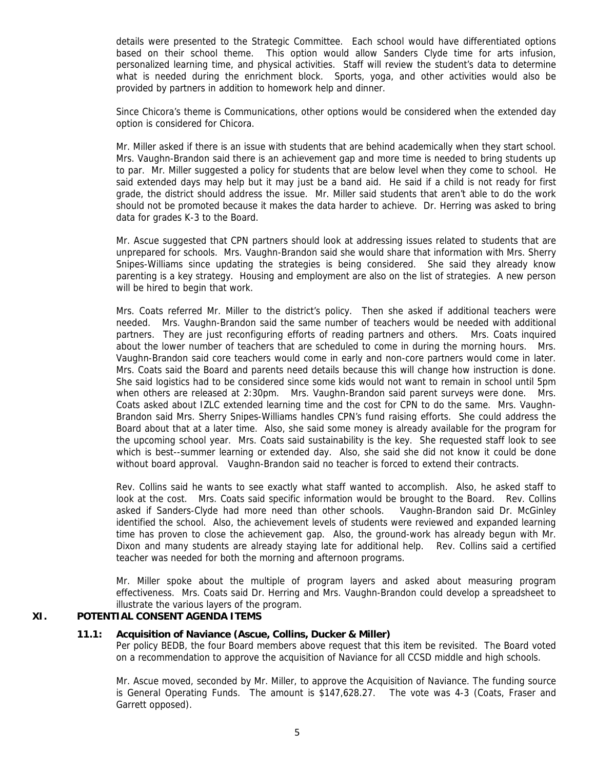details were presented to the Strategic Committee. Each school would have differentiated options based on their school theme. This option would allow Sanders Clyde time for arts infusion, personalized learning time, and physical activities. Staff will review the student's data to determine what is needed during the enrichment block. Sports, yoga, and other activities would also be provided by partners in addition to homework help and dinner.

Since Chicora's theme is Communications, other options would be considered when the extended day option is considered for Chicora.

Mr. Miller asked if there is an issue with students that are behind academically when they start school. Mrs. Vaughn-Brandon said there is an achievement gap and more time is needed to bring students up to par. Mr. Miller suggested a policy for students that are below level when they come to school. He said extended days may help but it may just be a band aid. He said if a child is not ready for first grade, the district should address the issue. Mr. Miller said students that aren't able to do the work should not be promoted because it makes the data harder to achieve. Dr. Herring was asked to bring data for grades K-3 to the Board.

Mr. Ascue suggested that CPN partners should look at addressing issues related to students that are unprepared for schools. Mrs. Vaughn-Brandon said she would share that information with Mrs. Sherry Snipes-Williams since updating the strategies is being considered. She said they already know parenting is a key strategy. Housing and employment are also on the list of strategies. A new person will be hired to begin that work.

Mrs. Coats referred Mr. Miller to the district's policy. Then she asked if additional teachers were needed. Mrs. Vaughn-Brandon said the same number of teachers would be needed with additional partners. They are just reconfiguring efforts of reading partners and others. Mrs. Coats inquired about the lower number of teachers that are scheduled to come in during the morning hours. Mrs. Vaughn-Brandon said core teachers would come in early and non-core partners would come in later. Mrs. Coats said the Board and parents need details because this will change how instruction is done. She said logistics had to be considered since some kids would not want to remain in school until 5pm when others are released at 2:30pm. Mrs. Vaughn-Brandon said parent surveys were done. Mrs. Coats asked about IZLC extended learning time and the cost for CPN to do the same. Mrs. Vaughn-Brandon said Mrs. Sherry Snipes-Williams handles CPN's fund raising efforts. She could address the Board about that at a later time. Also, she said some money is already available for the program for the upcoming school year. Mrs. Coats said sustainability is the key. She requested staff look to see which is best--summer learning or extended day. Also, she said she did not know it could be done without board approval. Vaughn-Brandon said no teacher is forced to extend their contracts.

Rev. Collins said he wants to see exactly what staff wanted to accomplish. Also, he asked staff to look at the cost. Mrs. Coats said specific information would be brought to the Board. Rev. Collins asked if Sanders-Clyde had more need than other schools. Vaughn-Brandon said Dr. McGinley identified the school. Also, the achievement levels of students were reviewed and expanded learning time has proven to close the achievement gap. Also, the ground-work has already begun with Mr. Dixon and many students are already staying late for additional help. Rev. Collins said a certified teacher was needed for both the morning and afternoon programs.

Mr. Miller spoke about the multiple of program layers and asked about measuring program effectiveness. Mrs. Coats said Dr. Herring and Mrs. Vaughn-Brandon could develop a spreadsheet to illustrate the various layers of the program.

## XI. POTENTIAL CONSENT AGENDA ITEMS

### 11.1: Acquisition of Naviance (Ascue, Collins, Ducker & Miller)

Per policy BEDB, the four Board members above request that this item be revisited. The Board voted on a recommendation to approve the acquisition of Naviance for all CCSD middle and high schools.

Mr. Ascue moved, seconded by Mr. Miller, to approve the Acquisition of Naviance. The funding source is General Operating Funds. The amount is $147,628.27. The vote was 4-3 (Coats, Fraser and Garrett opposed).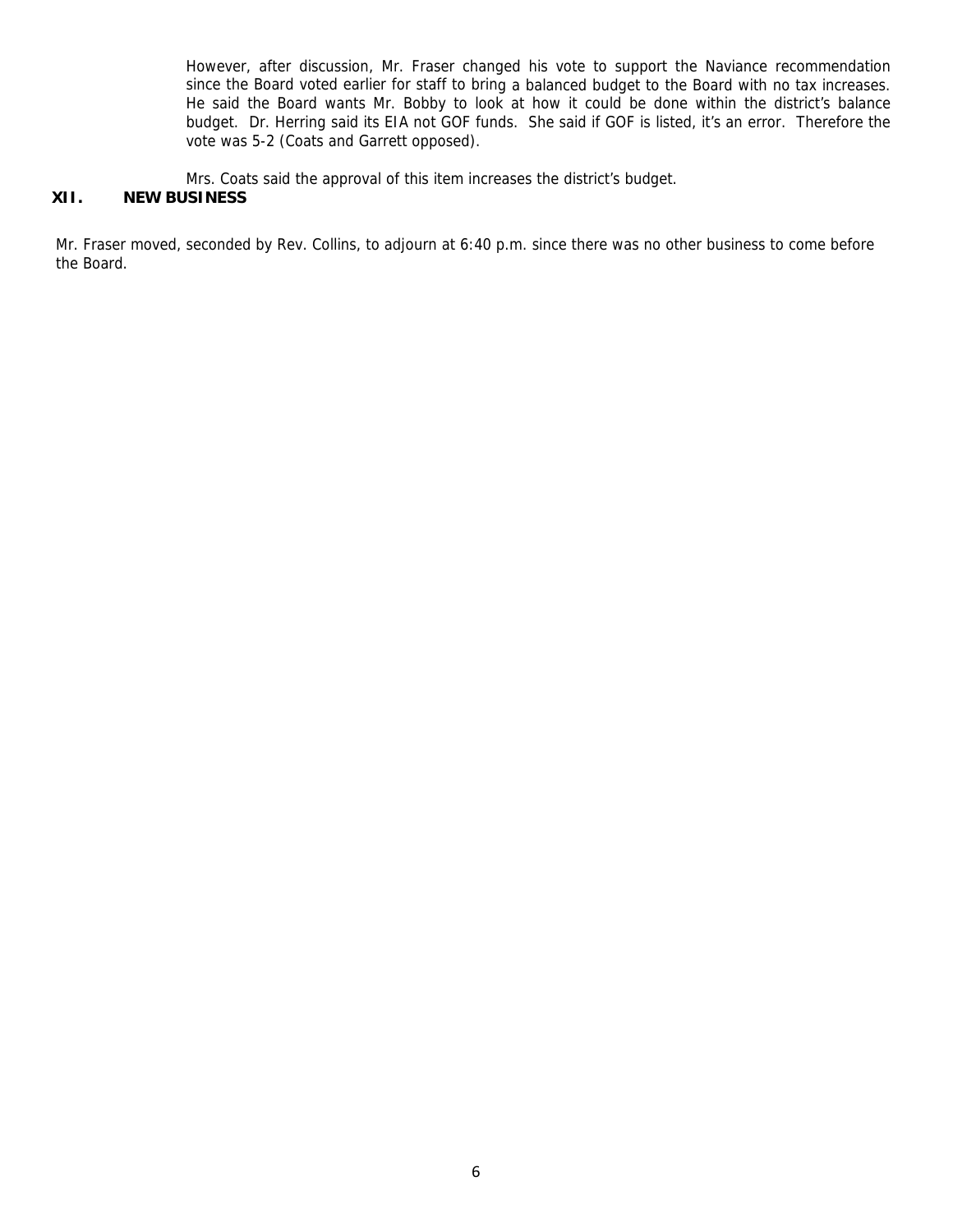However, after discussion, Mr. Fraser changed his vote to support the Naviance recommendation since the Board voted earlier for staff to bring a balanced budget to the Board with no tax increases. He said the Board wants Mr. Bobby to look at how it could be done within the district's balance budget. Dr. Herring said its EIA not GOF funds. She said if GOF is listed, it's an error. Therefore the vote was 5-2 (Coats and Garrett opposed).

Mrs. Coats said the approval of this item increases the district's budget.

## XII. NEW BUSINESS

Mr. Fraser moved, seconded by Rev. Collins, to adjourn at 6:40 p.m. since there was no other business to come before the Board.